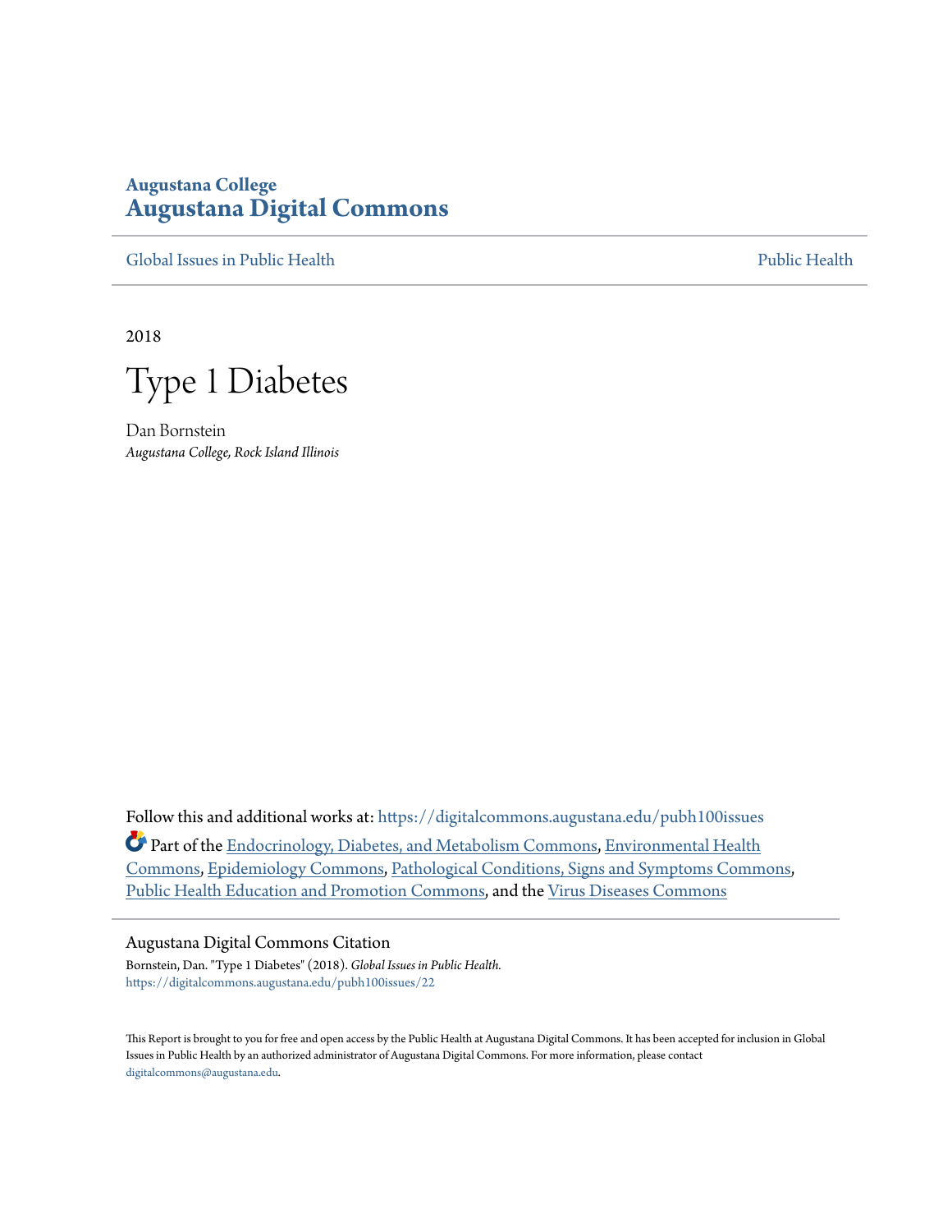Augustana College

**Augustana Digital Commons**

Global Issues in Public Health | Public Health

2018

# Type 1 Diabetes

Dan Bornstein

*Augustana College, Rock Island Illinois*

Follow this and additional works at: https://digitalcommons.augustana.edu/pubh100issues

Part of the Endocrinology, Diabetes, and Metabolism Commons, Environmental Health Commons, Epidemiology Commons, Pathological Conditions, Signs and Symptoms Commons, Public Health Education and Promotion Commons, and the Virus Diseases Commons

## Augustana Digital Commons Citation

Bornstein, Dan. "Type 1 Diabetes" (2018). *Global Issues in Public Health.*
https://digitalcommons.augustana.edu/pubh100issues/22

This Report is brought to you for free and open access by the Public Health at Augustana Digital Commons. It has been accepted for inclusion in Global Issues in Public Health by an authorized administrator of Augustana Digital Commons. For more information, please contact digitalcommons@augustana.edu.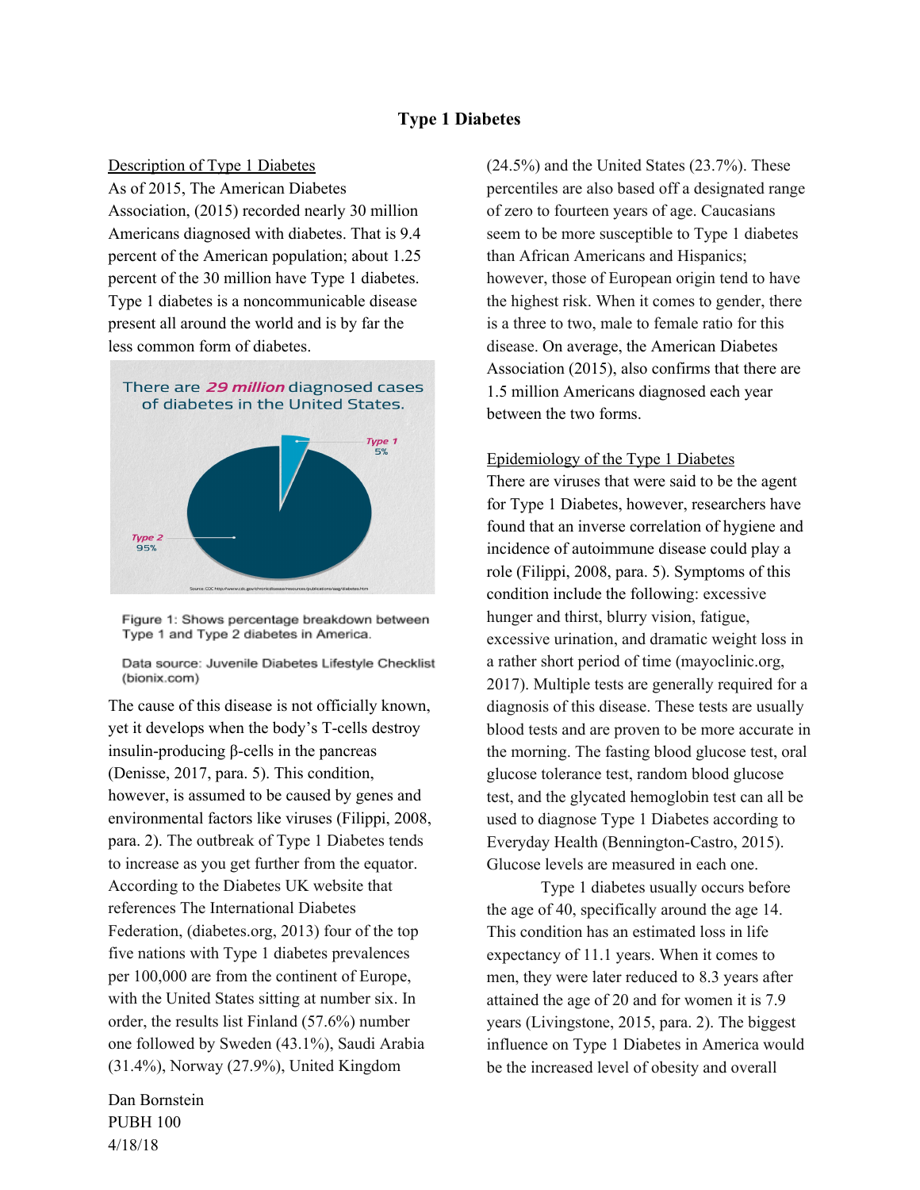# Type 1 Diabetes

## Description of Type 1 Diabetes

As of 2015, The American Diabetes Association, (2015) recorded nearly 30 million Americans diagnosed with diabetes. That is 9.4 percent of the American population; about 1.25 percent of the 30 million have Type 1 diabetes. Type 1 diabetes is a noncommunicable disease present all around the world and is by far the less common form of diabetes.

Figure 1: Shows percentage breakdown between Type 1 and Type 2 diabetes in America.

Data source: Juvenile Diabetes Lifestyle Checklist (bionix.com)

The cause of this disease is not officially known, yet it develops when the body's T-cells destroy insulin-producing β-cells in the pancreas (Denisse, 2017, para. 5). This condition, however, is assumed to be caused by genes and environmental factors like viruses (Filippi, 2008, para. 2). The outbreak of Type 1 Diabetes tends to increase as you get further from the equator. According to the Diabetes UK website that references The International Diabetes Federation, (diabetes.org, 2013) four of the top five nations with Type 1 diabetes prevalences per 100,000 are from the continent of Europe, with the United States sitting at number six. In order, the results list Finland (57.6%) number one followed by Sweden (43.1%), Saudi Arabia (31.4%), Norway (27.9%), United Kingdom (24.5%) and the United States (23.7%). These percentiles are also based off a designated range of zero to fourteen years of age. Caucasians seem to be more susceptible to Type 1 diabetes than African Americans and Hispanics; however, those of European origin tend to have the highest risk. When it comes to gender, there is a three to two, male to female ratio for this disease. On average, the American Diabetes Association (2015), also confirms that there are 1.5 million Americans diagnosed each year between the two forms.

## Epidemiology of the Type 1 Diabetes

There are viruses that were said to be the agent for Type 1 Diabetes, however, researchers have found that an inverse correlation of hygiene and incidence of autoimmune disease could play a role (Filippi, 2008, para. 5). Symptoms of this condition include the following: excessive hunger and thirst, blurry vision, fatigue, excessive urination, and dramatic weight loss in a rather short period of time (mayoclinic.org, 2017). Multiple tests are generally required for a diagnosis of this disease. These tests are usually blood tests and are proven to be more accurate in the morning. The fasting blood glucose test, oral glucose tolerance test, random blood glucose test, and the glycated hemoglobin test can all be used to diagnose Type 1 Diabetes according to Everyday Health (Bennington-Castro, 2015). Glucose levels are measured in each one.

Type 1 diabetes usually occurs before the age of 40, specifically around the age 14. This condition has an estimated loss in life expectancy of 11.1 years. When it comes to men, they were later reduced to 8.3 years after attained the age of 20 and for women it is 7.9 years (Livingstone, 2015, para. 2). The biggest influence on Type 1 Diabetes in America would be the increased level of obesity and overall

Dan Bornstein
PUBH 100
4/18/18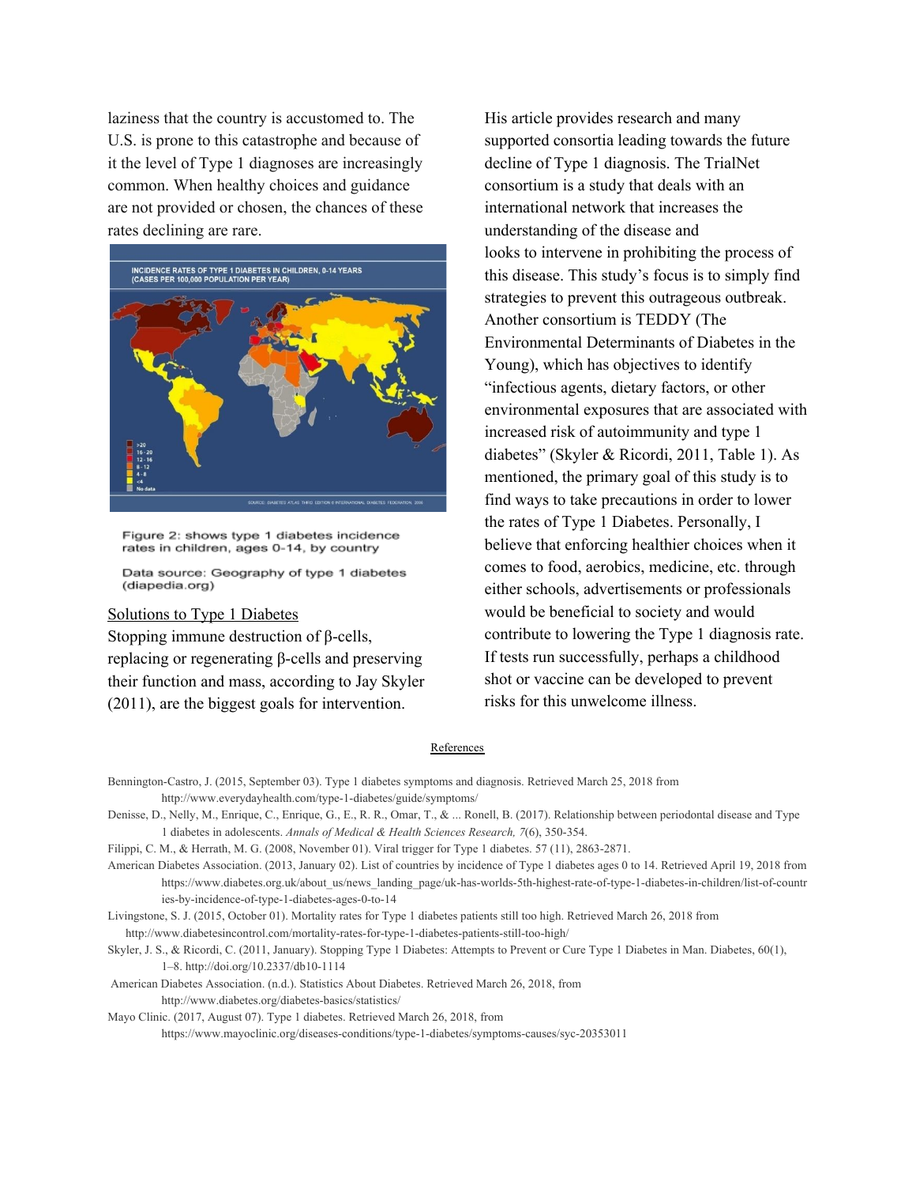laziness that the country is accustomed to. The U.S. is prone to this catastrophe and because of it the level of Type 1 diagnoses are increasingly common. When healthy choices and guidance are not provided or chosen, the chances of these rates declining are rare.

INCIDENCE RATES OF TYPE 1 DIABETES IN CHILDREN, 0-14 YEARS
(CASES PER 100,000 POPULATION PER YEAR)

>20
16 - 20
12 - 16
8 - 12
4 - 8
<4
No data

SOURCE: DIABETES ATLAS THIRD EDITION © INTERNATIONAL DIABETES FEDERATION, 2006

Figure 2: shows type 1 diabetes incidence rates in children, ages 0-14, by country

Data source: Geography of type 1 diabetes (diapedia.org)

<u>Solutions to Type 1 Diabetes</u>

Stopping immune destruction of β-cells, replacing or regenerating β-cells and preserving their function and mass, according to Jay Skyler (2011), are the biggest goals for intervention. His article provides research and many supported consortia leading towards the future decline of Type 1 diagnosis. The TrialNet consortium is a study that deals with an international network that increases the understanding of the disease and looks to intervene in prohibiting the process of this disease. This study's focus is to simply find strategies to prevent this outrageous outbreak. Another consortium is TEDDY (The Environmental Determinants of Diabetes in the Young), which has objectives to identify "infectious agents, dietary factors, or other environmental exposures that are associated with increased risk of autoimmunity and type 1 diabetes" (Skyler & Ricordi, 2011, Table 1). As mentioned, the primary goal of this study is to find ways to take precautions in order to lower the rates of Type 1 Diabetes. Personally, I believe that enforcing healthier choices when it comes to food, aerobics, medicine, etc. through either schools, advertisements or professionals would be beneficial to society and would contribute to lowering the Type 1 diagnosis rate. If tests run successfully, perhaps a childhood shot or vaccine can be developed to prevent risks for this unwelcome illness.

<u>References</u>

Bennington-Castro, J. (2015, September 03). Type 1 diabetes symptoms and diagnosis. Retrieved March 25, 2018 from http://www.everydayhealth.com/type-1-diabetes/guide/symptoms/

Denisse, D., Nelly, M., Enrique, C., Enrique, G., E., R. R., Omar, T., & ... Ronell, B. (2017). Relationship between periodontal disease and Type 1 diabetes in adolescents. *Annals of Medical & Health Sciences Research, 7*(6), 350-354.

Filippi, C. M., & Herrath, M. G. (2008, November 01). Viral trigger for Type 1 diabetes. 57 (11), 2863-2871.

American Diabetes Association. (2013, January 02). List of countries by incidence of Type 1 diabetes ages 0 to 14. Retrieved April 19, 2018 from https://www.diabetes.org.uk/about_us/news_landing_page/uk-has-worlds-5th-highest-rate-of-type-1-diabetes-in-children/list-of-countries-by-incidence-of-type-1-diabetes-ages-0-to-14

Livingstone, S. J. (2015, October 01). Mortality rates for Type 1 diabetes patients still too high. Retrieved March 26, 2018 from http://www.diabetesincontrol.com/mortality-rates-for-type-1-diabetes-patients-still-too-high/

Skyler, J. S., & Ricordi, C. (2011, January). Stopping Type 1 Diabetes: Attempts to Prevent or Cure Type 1 Diabetes in Man. Diabetes, 60(1), 1–8. http://doi.org/10.2337/db10-1114

American Diabetes Association. (n.d.). Statistics About Diabetes. Retrieved March 26, 2018, from http://www.diabetes.org/diabetes-basics/statistics/

Mayo Clinic. (2017, August 07). Type 1 diabetes. Retrieved March 26, 2018, from https://www.mayoclinic.org/diseases-conditions/type-1-diabetes/symptoms-causes/syc-20353011